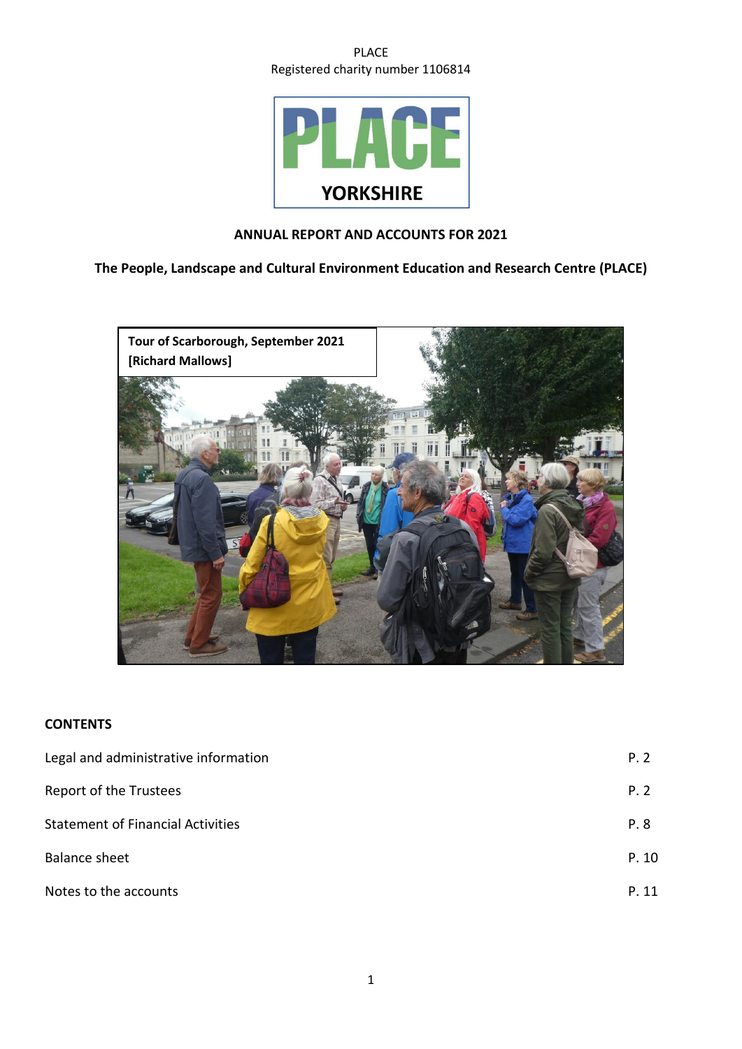PLACE

Registered charity number 1106814

PLACE YORKSHIRE

# ANNUAL REPORT AND ACCOUNTS FOR 2021

## The People, Landscape and Cultural Environment Education and Research Centre (PLACE)

**Tour of Scarborough, September 2021 [Richard Mallows]**

### CONTENTS

| | |
|---|---|
| Legal and administrative information | P. 2 |
| Report of the Trustees | P. 2 |
| Statement of Financial Activities | P. 8 |
| Balance sheet | P. 10 |
| Notes to the accounts | P. 11 |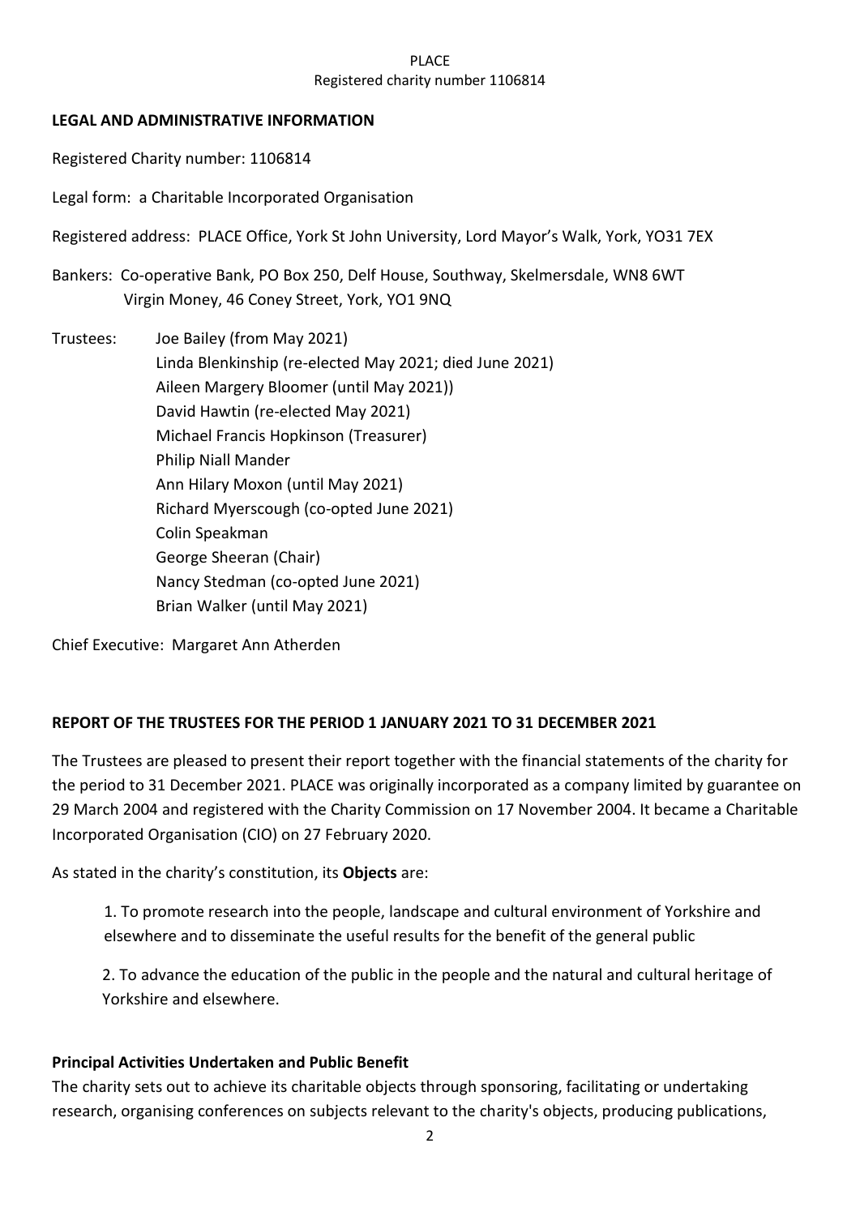**LEGAL AND ADMINISTRATIVE INFORMATION**

Registered Charity number: 1106814

Legal form: a Charitable Incorporated Organisation

Registered address: PLACE Office, York St John University, Lord Mayor's Walk, York, YO31 7EX

Bankers: Co-operative Bank, PO Box 250, Delf House, Southway, Skelmersdale, WN8 6WT
Virgin Money, 46 Coney Street, York, YO1 9NQ

Trustees:
Joe Bailey (from May 2021)
Linda Blenkinship (re-elected May 2021; died June 2021)
Aileen Margery Bloomer (until May 2021))
David Hawtin (re-elected May 2021)
Michael Francis Hopkinson (Treasurer)
Philip Niall Mander
Ann Hilary Moxon (until May 2021)
Richard Myerscough (co-opted June 2021)
Colin Speakman
George Sheeran (Chair)
Nancy Stedman (co-opted June 2021)
Brian Walker (until May 2021)

Chief Executive: Margaret Ann Atherden

**REPORT OF THE TRUSTEES FOR THE PERIOD 1 JANUARY 2021 TO 31 DECEMBER 2021**

The Trustees are pleased to present their report together with the financial statements of the charity for the period to 31 December 2021. PLACE was originally incorporated as a company limited by guarantee on 29 March 2004 and registered with the Charity Commission on 17 November 2004. It became a Charitable Incorporated Organisation (CIO) on 27 February 2020.

As stated in the charity's constitution, its **Objects** are:

1. To promote research into the people, landscape and cultural environment of Yorkshire and elsewhere and to disseminate the useful results for the benefit of the general public

2. To advance the education of the public in the people and the natural and cultural heritage of Yorkshire and elsewhere.

**Principal Activities Undertaken and Public Benefit**

The charity sets out to achieve its charitable objects through sponsoring, facilitating or undertaking research, organising conferences on subjects relevant to the charity's objects, producing publications,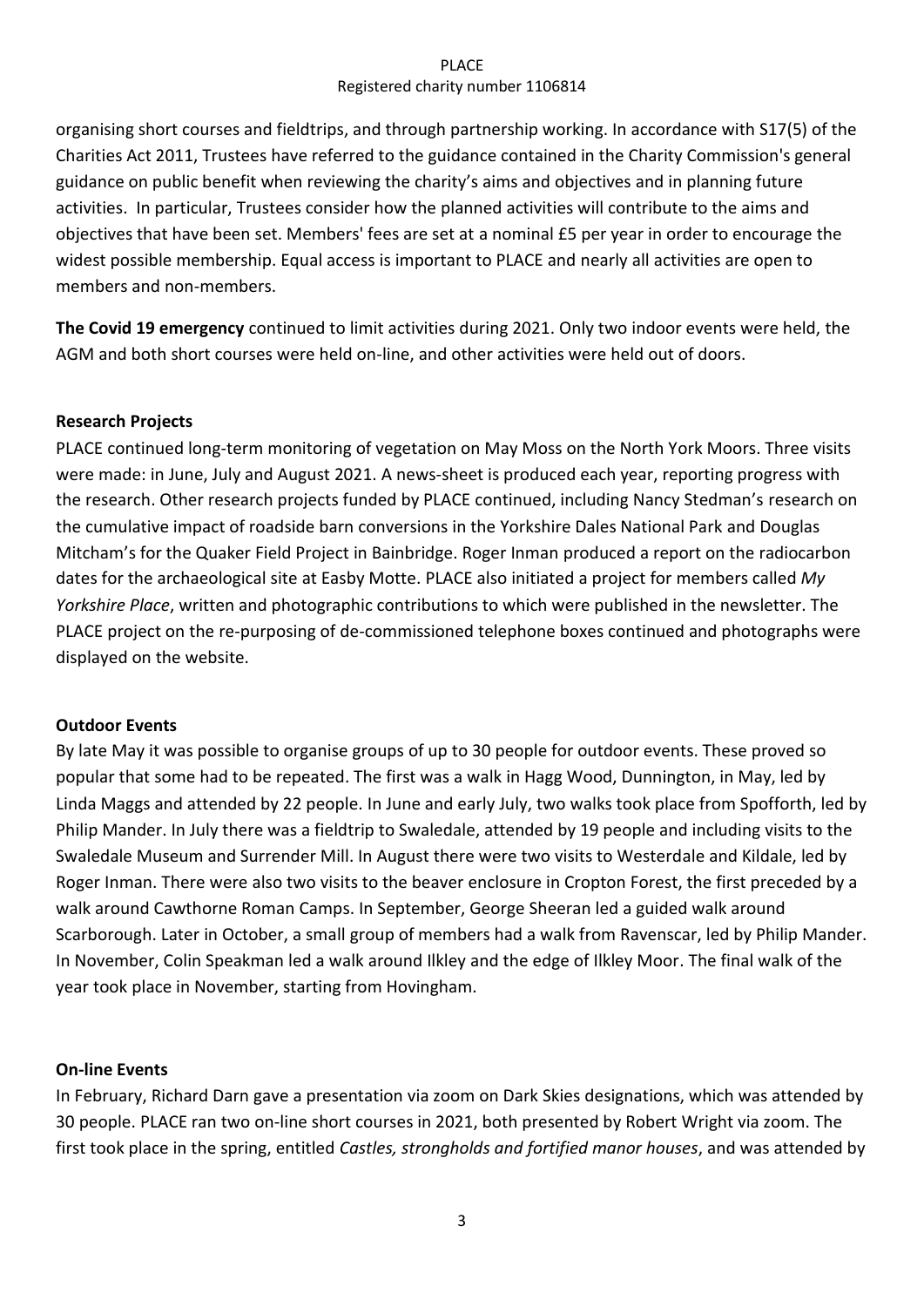organising short courses and fieldtrips, and through partnership working. In accordance with S17(5) of the Charities Act 2011, Trustees have referred to the guidance contained in the Charity Commission's general guidance on public benefit when reviewing the charity's aims and objectives and in planning future activities. In particular, Trustees consider how the planned activities will contribute to the aims and objectives that have been set. Members' fees are set at a nominal £5 per year in order to encourage the widest possible membership. Equal access is important to PLACE and nearly all activities are open to members and non-members.

**The Covid 19 emergency** continued to limit activities during 2021. Only two indoor events were held, the AGM and both short courses were held on-line, and other activities were held out of doors.

**Research Projects**

PLACE continued long-term monitoring of vegetation on May Moss on the North York Moors. Three visits were made: in June, July and August 2021. A news-sheet is produced each year, reporting progress with the research. Other research projects funded by PLACE continued, including Nancy Stedman's research on the cumulative impact of roadside barn conversions in the Yorkshire Dales National Park and Douglas Mitcham's for the Quaker Field Project in Bainbridge. Roger Inman produced a report on the radiocarbon dates for the archaeological site at Easby Motte. PLACE also initiated a project for members called *My Yorkshire Place*, written and photographic contributions to which were published in the newsletter. The PLACE project on the re-purposing of de-commissioned telephone boxes continued and photographs were displayed on the website.

**Outdoor Events**

By late May it was possible to organise groups of up to 30 people for outdoor events. These proved so popular that some had to be repeated. The first was a walk in Hagg Wood, Dunnington, in May, led by Linda Maggs and attended by 22 people. In June and early July, two walks took place from Spofforth, led by Philip Mander. In July there was a fieldtrip to Swaledale, attended by 19 people and including visits to the Swaledale Museum and Surrender Mill. In August there were two visits to Westerdale and Kildale, led by Roger Inman. There were also two visits to the beaver enclosure in Cropton Forest, the first preceded by a walk around Cawthorne Roman Camps. In September, George Sheeran led a guided walk around Scarborough. Later in October, a small group of members had a walk from Ravenscar, led by Philip Mander. In November, Colin Speakman led a walk around Ilkley and the edge of Ilkley Moor. The final walk of the year took place in November, starting from Hovingham.

**On-line Events**

In February, Richard Darn gave a presentation via zoom on Dark Skies designations, which was attended by 30 people. PLACE ran two on-line short courses in 2021, both presented by Robert Wright via zoom. The first took place in the spring, entitled *Castles, strongholds and fortified manor houses*, and was attended by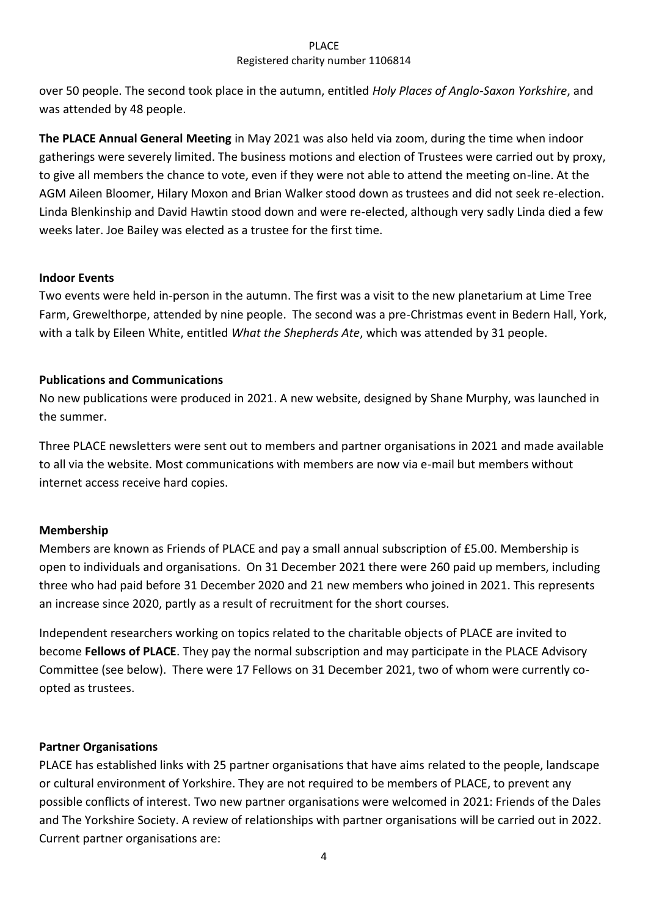over 50 people. The second took place in the autumn, entitled *Holy Places of Anglo-Saxon Yorkshire*, and was attended by 48 people.

**The PLACE Annual General Meeting** in May 2021 was also held via zoom, during the time when indoor gatherings were severely limited. The business motions and election of Trustees were carried out by proxy, to give all members the chance to vote, even if they were not able to attend the meeting on-line. At the AGM Aileen Bloomer, Hilary Moxon and Brian Walker stood down as trustees and did not seek re-election. Linda Blenkinship and David Hawtin stood down and were re-elected, although very sadly Linda died a few weeks later. Joe Bailey was elected as a trustee for the first time.

## Indoor Events

Two events were held in-person in the autumn. The first was a visit to the new planetarium at Lime Tree Farm, Grewelthorpe, attended by nine people. The second was a pre-Christmas event in Bedern Hall, York, with a talk by Eileen White, entitled *What the Shepherds Ate*, which was attended by 31 people.

## Publications and Communications

No new publications were produced in 2021. A new website, designed by Shane Murphy, was launched in the summer.

Three PLACE newsletters were sent out to members and partner organisations in 2021 and made available to all via the website. Most communications with members are now via e-mail but members without internet access receive hard copies.

## Membership

Members are known as Friends of PLACE and pay a small annual subscription of £5.00. Membership is open to individuals and organisations. On 31 December 2021 there were 260 paid up members, including three who had paid before 31 December 2020 and 21 new members who joined in 2021. This represents an increase since 2020, partly as a result of recruitment for the short courses.

Independent researchers working on topics related to the charitable objects of PLACE are invited to become **Fellows of PLACE**. They pay the normal subscription and may participate in the PLACE Advisory Committee (see below). There were 17 Fellows on 31 December 2021, two of whom were currently co-opted as trustees.

## Partner Organisations

PLACE has established links with 25 partner organisations that have aims related to the people, landscape or cultural environment of Yorkshire. They are not required to be members of PLACE, to prevent any possible conflicts of interest. Two new partner organisations were welcomed in 2021: Friends of the Dales and The Yorkshire Society. A review of relationships with partner organisations will be carried out in 2022. Current partner organisations are: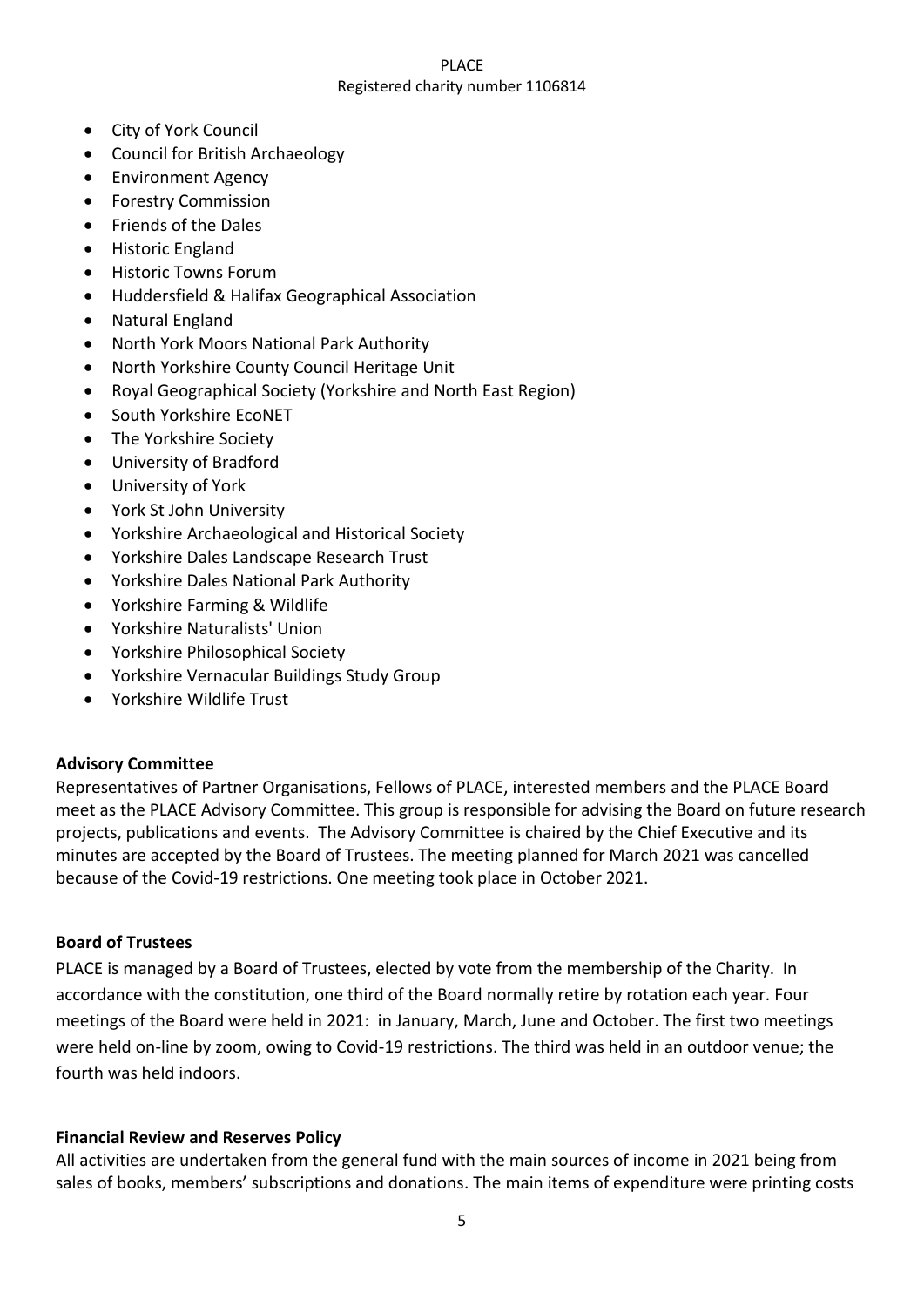- City of York Council
- Council for British Archaeology
- Environment Agency
- Forestry Commission
- Friends of the Dales
- Historic England
- Historic Towns Forum
- Huddersfield & Halifax Geographical Association
- Natural England
- North York Moors National Park Authority
- North Yorkshire County Council Heritage Unit
- Royal Geographical Society (Yorkshire and North East Region)
- South Yorkshire EcoNET
- The Yorkshire Society
- University of Bradford
- University of York
- York St John University
- Yorkshire Archaeological and Historical Society
- Yorkshire Dales Landscape Research Trust
- Yorkshire Dales National Park Authority
- Yorkshire Farming & Wildlife
- Yorkshire Naturalists' Union
- Yorkshire Philosophical Society
- Yorkshire Vernacular Buildings Study Group
- Yorkshire Wildlife Trust

**Advisory Committee**

Representatives of Partner Organisations, Fellows of PLACE, interested members and the PLACE Board meet as the PLACE Advisory Committee. This group is responsible for advising the Board on future research projects, publications and events. The Advisory Committee is chaired by the Chief Executive and its minutes are accepted by the Board of Trustees. The meeting planned for March 2021 was cancelled because of the Covid-19 restrictions. One meeting took place in October 2021.

**Board of Trustees**

PLACE is managed by a Board of Trustees, elected by vote from the membership of the Charity. In accordance with the constitution, one third of the Board normally retire by rotation each year. Four meetings of the Board were held in 2021: in January, March, June and October. The first two meetings were held on-line by zoom, owing to Covid-19 restrictions. The third was held in an outdoor venue; the fourth was held indoors.

**Financial Review and Reserves Policy**

All activities are undertaken from the general fund with the main sources of income in 2021 being from sales of books, members' subscriptions and donations. The main items of expenditure were printing costs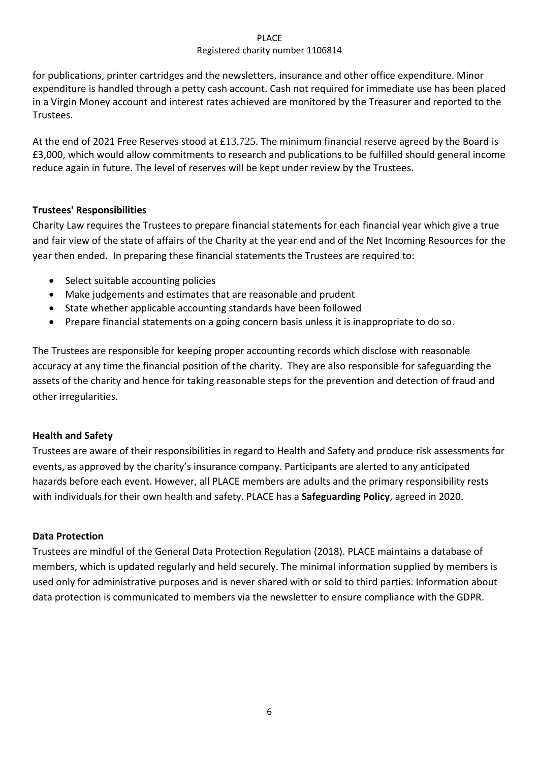for publications, printer cartridges and the newsletters, insurance and other office expenditure. Minor expenditure is handled through a petty cash account. Cash not required for immediate use has been placed in a Virgin Money account and interest rates achieved are monitored by the Treasurer and reported to the Trustees.

At the end of 2021 Free Reserves stood at £13,725. The minimum financial reserve agreed by the Board is £3,000, which would allow commitments to research and publications to be fulfilled should general income reduce again in future. The level of reserves will be kept under review by the Trustees.

**Trustees' Responsibilities**

Charity Law requires the Trustees to prepare financial statements for each financial year which give a true and fair view of the state of affairs of the Charity at the year end and of the Net Incoming Resources for the year then ended. In preparing these financial statements the Trustees are required to:

- Select suitable accounting policies
- Make judgements and estimates that are reasonable and prudent
- State whether applicable accounting standards have been followed
- Prepare financial statements on a going concern basis unless it is inappropriate to do so.

The Trustees are responsible for keeping proper accounting records which disclose with reasonable accuracy at any time the financial position of the charity. They are also responsible for safeguarding the assets of the charity and hence for taking reasonable steps for the prevention and detection of fraud and other irregularities.

**Health and Safety**

Trustees are aware of their responsibilities in regard to Health and Safety and produce risk assessments for events, as approved by the charity's insurance company. Participants are alerted to any anticipated hazards before each event. However, all PLACE members are adults and the primary responsibility rests with individuals for their own health and safety. PLACE has a **Safeguarding Policy**, agreed in 2020.

**Data Protection**

Trustees are mindful of the General Data Protection Regulation (2018). PLACE maintains a database of members, which is updated regularly and held securely. The minimal information supplied by members is used only for administrative purposes and is never shared with or sold to third parties. Information about data protection is communicated to members via the newsletter to ensure compliance with the GDPR.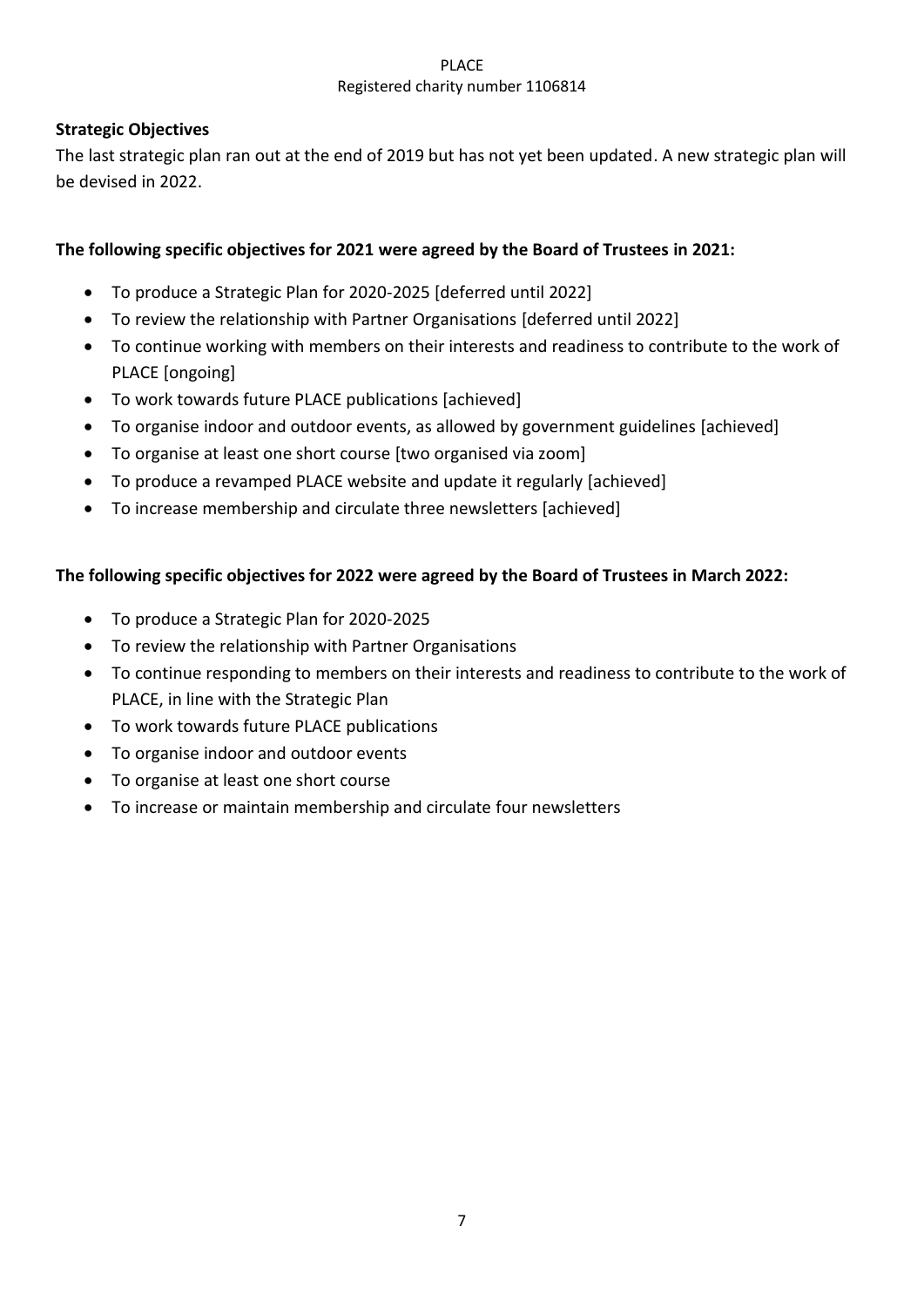**Strategic Objectives**

The last strategic plan ran out at the end of 2019 but has not yet been updated. A new strategic plan will be devised in 2022.

**The following specific objectives for 2021 were agreed by the Board of Trustees in 2021:**

- To produce a Strategic Plan for 2020-2025 [deferred until 2022]
- To review the relationship with Partner Organisations [deferred until 2022]
- To continue working with members on their interests and readiness to contribute to the work of PLACE [ongoing]
- To work towards future PLACE publications [achieved]
- To organise indoor and outdoor events, as allowed by government guidelines [achieved]
- To organise at least one short course [two organised via zoom]
- To produce a revamped PLACE website and update it regularly [achieved]
- To increase membership and circulate three newsletters [achieved]

**The following specific objectives for 2022 were agreed by the Board of Trustees in March 2022:**

- To produce a Strategic Plan for 2020-2025
- To review the relationship with Partner Organisations
- To continue responding to members on their interests and readiness to contribute to the work of PLACE, in line with the Strategic Plan
- To work towards future PLACE publications
- To organise indoor and outdoor events
- To organise at least one short course
- To increase or maintain membership and circulate four newsletters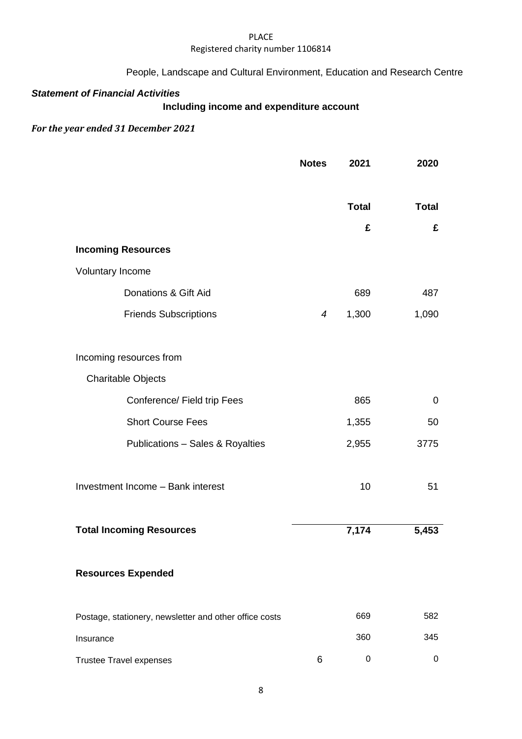PLACE
Registered charity number 1106814

People, Landscape and Cultural Environment, Education and Research Centre

***Statement of Financial Activities***

**Including income and expenditure account**

***For the year ended 31 December 2021***

| | Notes | 2021 | 2020 |
|---|---|---|---|
| | | **Total** | **Total** |
| | | **£** | **£** |
| **Incoming Resources** | | | |
| Voluntary Income | | | |
| Donations & Gift Aid | | 689 | 487 |
| Friends Subscriptions | *4* | 1,300 | 1,090 |
| Incoming resources from | | | |
| Charitable Objects | | | |
| Conference/ Field trip Fees | | 865 | 0 |
| Short Course Fees | | 1,355 | 50 |
| Publications – Sales & Royalties | | 2,955 | 3775 |
| Investment Income – Bank interest | | 10 | 51 |
| **Total Incoming Resources** | | **7,174** | **5,453** |
| **Resources Expended** | | | |
| Postage, stationery, newsletter and other office costs | | 669 | 582 |
| Insurance | | 360 | 345 |
| Trustee Travel expenses | 6 | 0 | 0 |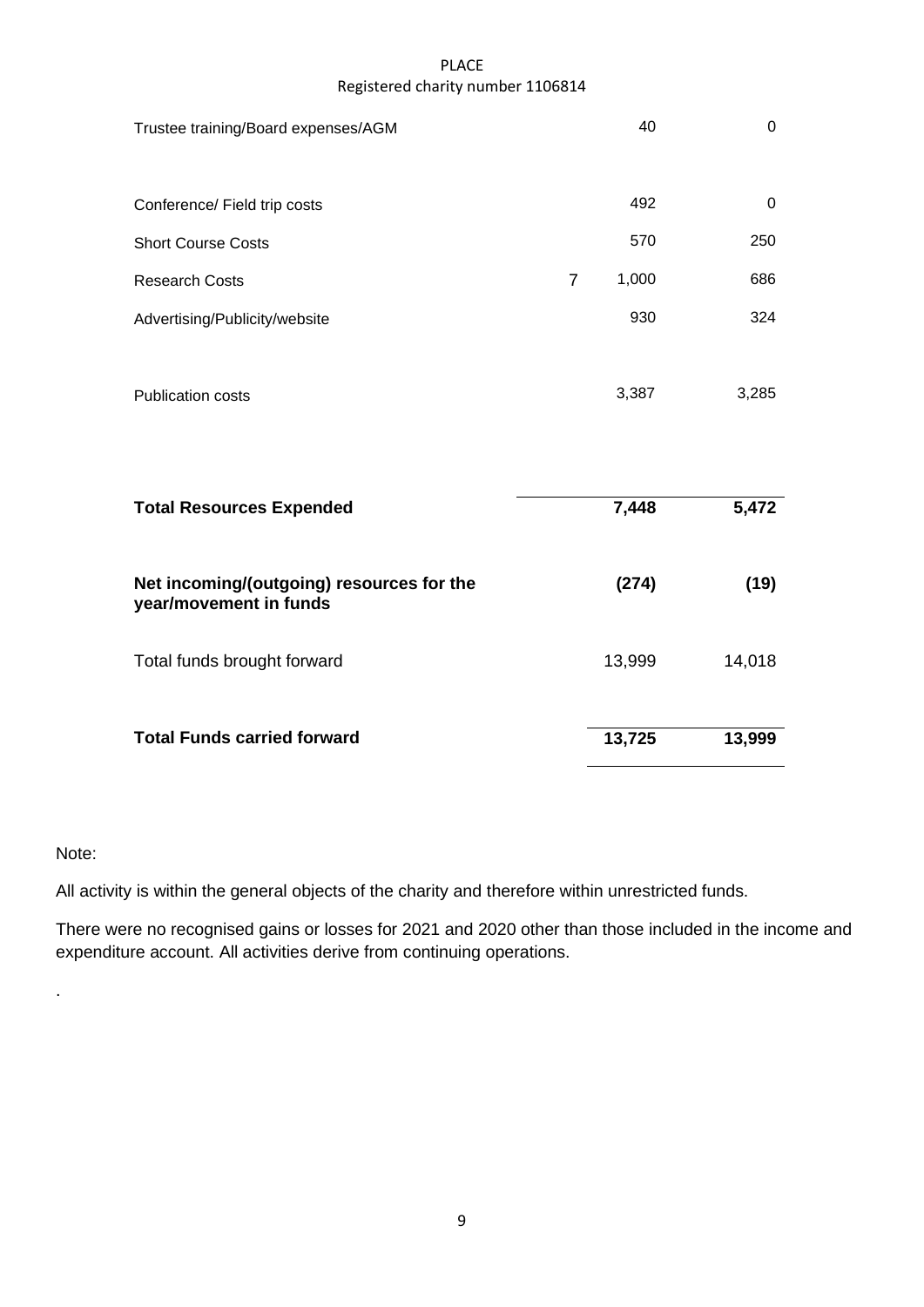| | Note | 2021 | 2020 |
|---|---|---|---|
| Trustee training/Board expenses/AGM | | 40 | 0 |
| Conference/ Field trip costs | | 492 | 0 |
| Short Course Costs | | 570 | 250 |
| Research Costs | 7 | 1,000 | 686 |
| Advertising/Publicity/website | | 930 | 324 |
| Publication costs | | 3,387 | 3,285 |
| **Total Resources Expended** | | **7,448** | **5,472** |
| **Net incoming/(outgoing) resources for the year/movement in funds** | | **(274)** | **(19)** |
| Total funds brought forward | | 13,999 | 14,018 |
| **Total Funds carried forward** | | **13,725** | **13,999** |

Note:

All activity is within the general objects of the charity and therefore within unrestricted funds.

There were no recognised gains or losses for 2021 and 2020 other than those included in the income and expenditure account. All activities derive from continuing operations.

.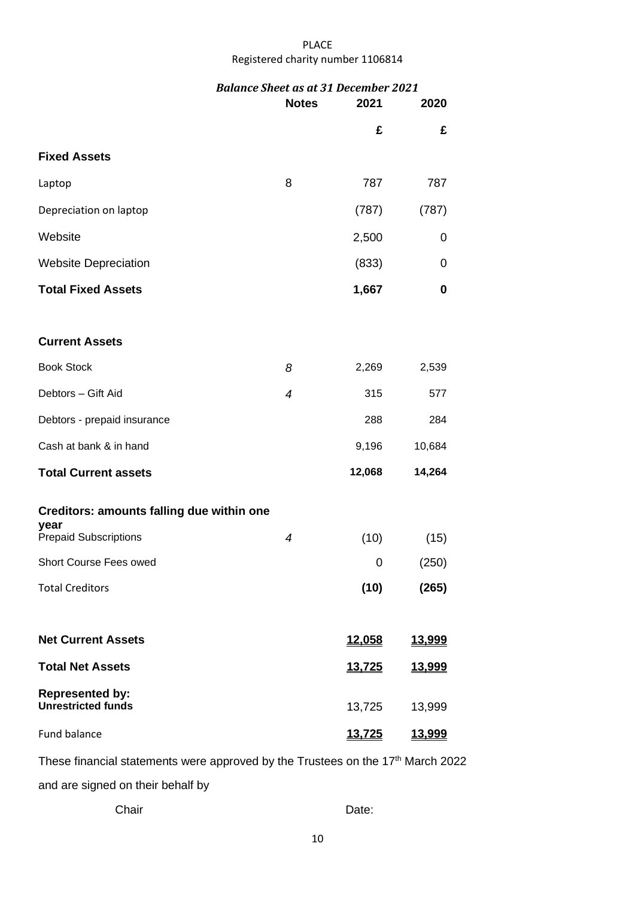PLACE
Registered charity number 1106814

***Balance Sheet as at 31 December 2021***

| | Notes | 2021 | 2020 |
|---|---|---|---|
| | | £ | £ |
| **Fixed Assets** | | | |
| Laptop | 8 | 787 | 787 |
| Depreciation on laptop | | (787) | (787) |
| Website | | 2,500 | 0 |
| Website Depreciation | | (833) | 0 |
| **Total Fixed Assets** | | **1,667** | **0** |
| | | | |
| **Current Assets** | | | |
| Book Stock | *8* | 2,269 | 2,539 |
| Debtors – Gift Aid | *4* | 315 | 577 |
| Debtors - prepaid insurance | | 288 | 284 |
| Cash at bank & in hand | | 9,196 | 10,684 |
| **Total Current assets** | | **12,068** | **14,264** |
| | | | |
| **Creditors: amounts falling due within one year** | | | |
| Prepaid Subscriptions | *4* | (10) | (15) |
| Short Course Fees owed | | 0 | (250) |
| Total Creditors | | **(10)** | **(265)** |
| | | | |
| **Net Current Assets** | | **12,058** | **13,999** |
| **Total Net Assets** | | **13,725** | **13,999** |
| **Represented by:** | | | |
| **Unrestricted funds** | | 13,725 | 13,999 |
| Fund balance | | **13,725** | **13,999** |

These financial statements were approved by the Trustees on the 17th March 2022

and are signed on their behalf by

Chair Date: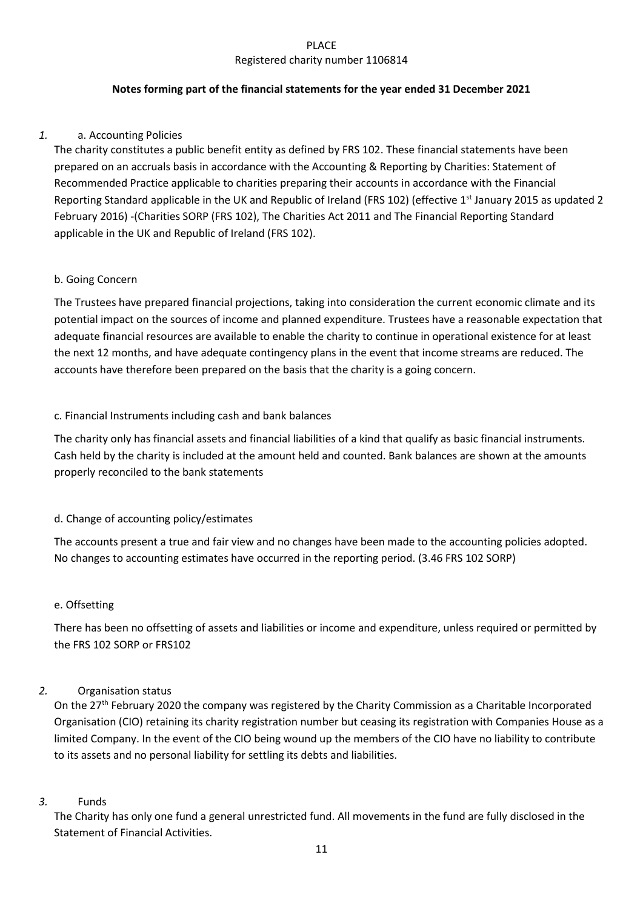PLACE

Registered charity number 1106814

**Notes forming part of the financial statements for the year ended 31 December 2021**

*1.* a. Accounting Policies

The charity constitutes a public benefit entity as defined by FRS 102. These financial statements have been prepared on an accruals basis in accordance with the Accounting & Reporting by Charities: Statement of Recommended Practice applicable to charities preparing their accounts in accordance with the Financial Reporting Standard applicable in the UK and Republic of Ireland (FRS 102) (effective 1st January 2015 as updated 2 February 2016) -(Charities SORP (FRS 102), The Charities Act 2011 and The Financial Reporting Standard applicable in the UK and Republic of Ireland (FRS 102).

b. Going Concern

The Trustees have prepared financial projections, taking into consideration the current economic climate and its potential impact on the sources of income and planned expenditure. Trustees have a reasonable expectation that adequate financial resources are available to enable the charity to continue in operational existence for at least the next 12 months, and have adequate contingency plans in the event that income streams are reduced. The accounts have therefore been prepared on the basis that the charity is a going concern.

c. Financial Instruments including cash and bank balances

The charity only has financial assets and financial liabilities of a kind that qualify as basic financial instruments. Cash held by the charity is included at the amount held and counted. Bank balances are shown at the amounts properly reconciled to the bank statements

d. Change of accounting policy/estimates

The accounts present a true and fair view and no changes have been made to the accounting policies adopted. No changes to accounting estimates have occurred in the reporting period. (3.46 FRS 102 SORP)

e. Offsetting

There has been no offsetting of assets and liabilities or income and expenditure, unless required or permitted by the FRS 102 SORP or FRS102

*2.* Organisation status

On the 27th February 2020 the company was registered by the Charity Commission as a Charitable Incorporated Organisation (CIO) retaining its charity registration number but ceasing its registration with Companies House as a limited Company. In the event of the CIO being wound up the members of the CIO have no liability to contribute to its assets and no personal liability for settling its debts and liabilities.

*3.* Funds

The Charity has only one fund a general unrestricted fund. All movements in the fund are fully disclosed in the Statement of Financial Activities.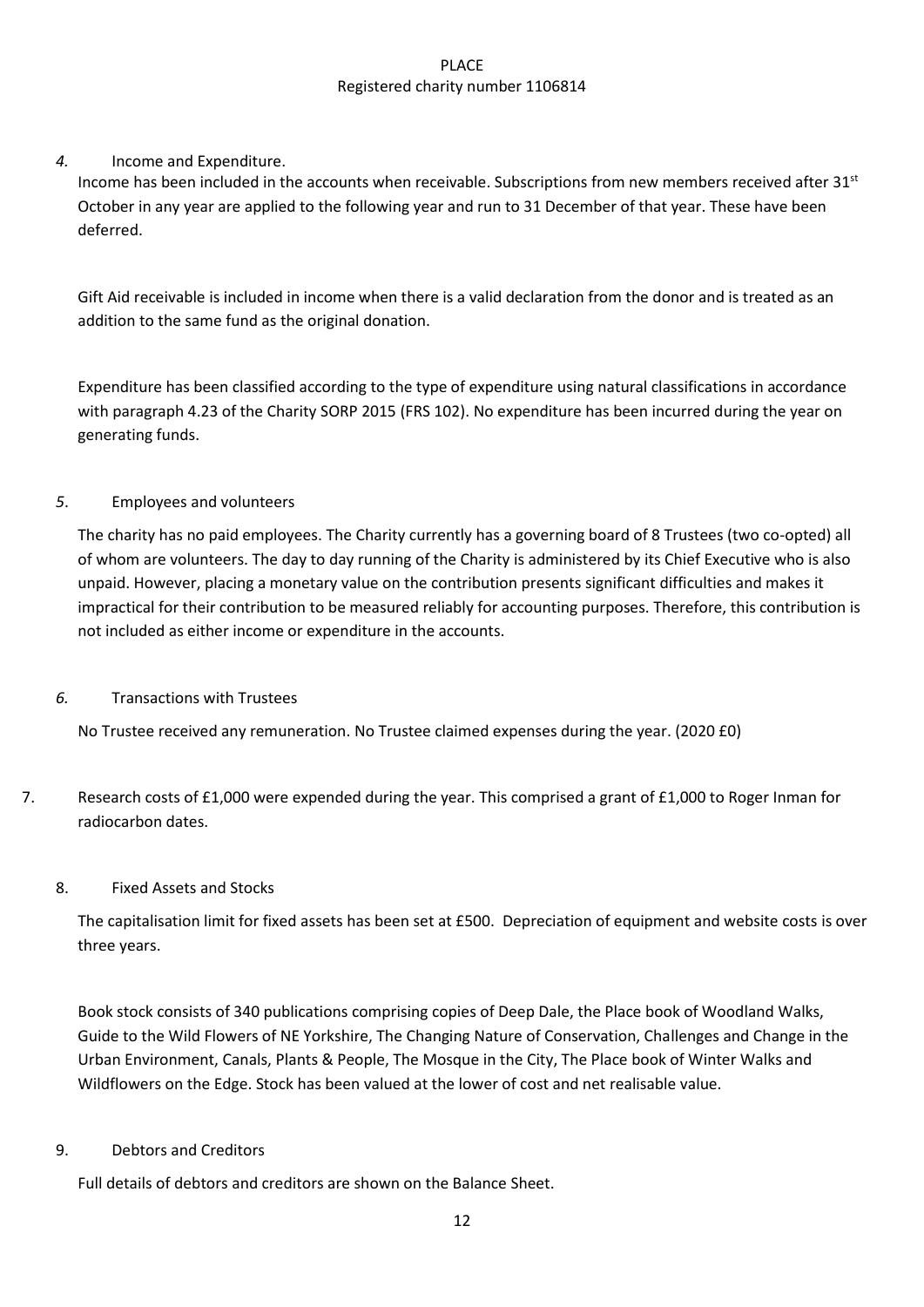*4.* Income and Expenditure.

Income has been included in the accounts when receivable. Subscriptions from new members received after 31st October in any year are applied to the following year and run to 31 December of that year. These have been deferred.

Gift Aid receivable is included in income when there is a valid declaration from the donor and is treated as an addition to the same fund as the original donation.

Expenditure has been classified according to the type of expenditure using natural classifications in accordance with paragraph 4.23 of the Charity SORP 2015 (FRS 102). No expenditure has been incurred during the year on generating funds.

*5*. Employees and volunteers

The charity has no paid employees. The Charity currently has a governing board of 8 Trustees (two co-opted) all of whom are volunteers. The day to day running of the Charity is administered by its Chief Executive who is also unpaid. However, placing a monetary value on the contribution presents significant difficulties and makes it impractical for their contribution to be measured reliably for accounting purposes. Therefore, this contribution is not included as either income or expenditure in the accounts.

*6.* Transactions with Trustees

No Trustee received any remuneration. No Trustee claimed expenses during the year. (2020 £0)

7. Research costs of £1,000 were expended during the year. This comprised a grant of £1,000 to Roger Inman for radiocarbon dates.

8. Fixed Assets and Stocks

The capitalisation limit for fixed assets has been set at £500. Depreciation of equipment and website costs is over three years.

Book stock consists of 340 publications comprising copies of Deep Dale, the Place book of Woodland Walks, Guide to the Wild Flowers of NE Yorkshire, The Changing Nature of Conservation, Challenges and Change in the Urban Environment, Canals, Plants & People, The Mosque in the City, The Place book of Winter Walks and Wildflowers on the Edge. Stock has been valued at the lower of cost and net realisable value.

9. Debtors and Creditors

Full details of debtors and creditors are shown on the Balance Sheet.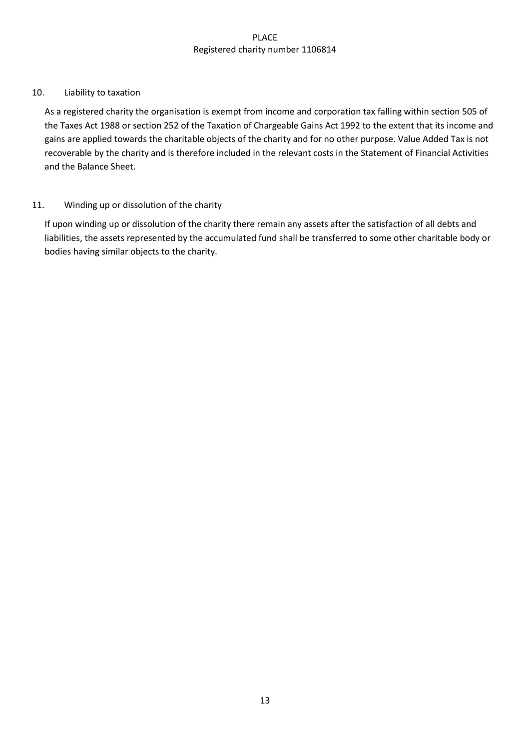10. Liability to taxation

As a registered charity the organisation is exempt from income and corporation tax falling within section 505 of the Taxes Act 1988 or section 252 of the Taxation of Chargeable Gains Act 1992 to the extent that its income and gains are applied towards the charitable objects of the charity and for no other purpose. Value Added Tax is not recoverable by the charity and is therefore included in the relevant costs in the Statement of Financial Activities and the Balance Sheet.

11. Winding up or dissolution of the charity

If upon winding up or dissolution of the charity there remain any assets after the satisfaction of all debts and liabilities, the assets represented by the accumulated fund shall be transferred to some other charitable body or bodies having similar objects to the charity.